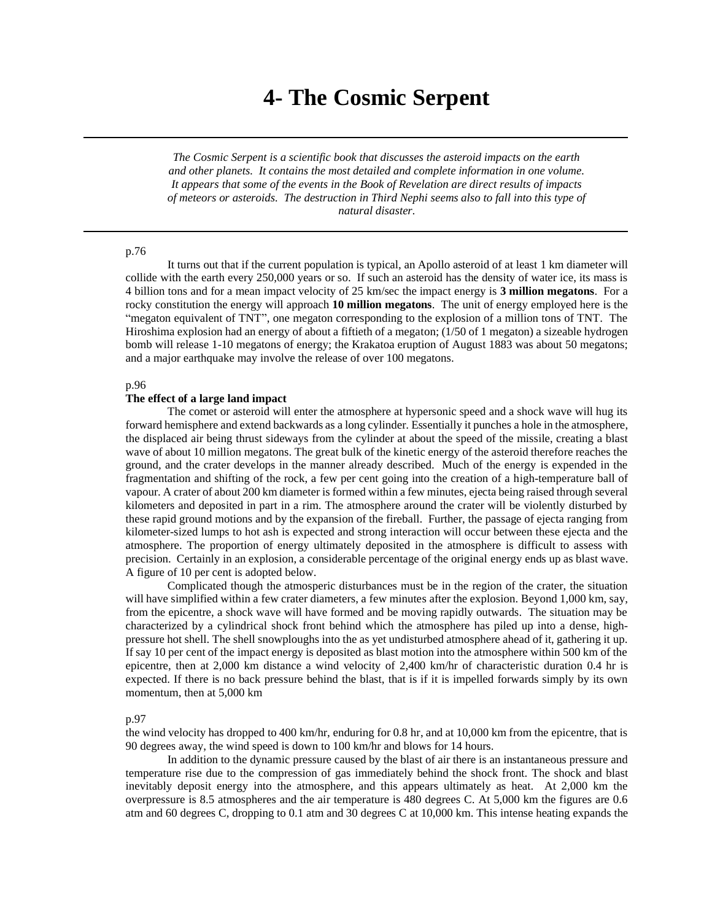# 4- The Cosmic Serpent

---

*The Cosmic Serpent is a scientific book that discusses the asteroid impacts on the earth and other planets. It contains the most detailed and complete information in one volume. It appears that some of the events in the Book of Revelation are direct results of impacts of meteors or asteroids. The destruction in Third Nephi seems also to fall into this type of natural disaster.*

---

p.76

It turns out that if the current population is typical, an Apollo asteroid of at least 1 km diameter will collide with the earth every 250,000 years or so. If such an asteroid has the density of water ice, its mass is 4 billion tons and for a mean impact velocity of 25 km/sec the impact energy is **3 million megatons**. For a rocky constitution the energy will approach **10 million megatons**. The unit of energy employed here is the "megaton equivalent of TNT", one megaton corresponding to the explosion of a million tons of TNT. The Hiroshima explosion had an energy of about a fiftieth of a megaton; (1/50 of 1 megaton) a sizeable hydrogen bomb will release 1-10 megatons of energy; the Krakatoa eruption of August 1883 was about 50 megatons; and a major earthquake may involve the release of over 100 megatons.

p.96

**The effect of a large land impact**

The comet or asteroid will enter the atmosphere at hypersonic speed and a shock wave will hug its forward hemisphere and extend backwards as a long cylinder. Essentially it punches a hole in the atmosphere, the displaced air being thrust sideways from the cylinder at about the speed of the missile, creating a blast wave of about 10 million megatons. The great bulk of the kinetic energy of the asteroid therefore reaches the ground, and the crater develops in the manner already described. Much of the energy is expended in the fragmentation and shifting of the rock, a few per cent going into the creation of a high-temperature ball of vapour. A crater of about 200 km diameter is formed within a few minutes, ejecta being raised through several kilometers and deposited in part in a rim. The atmosphere around the crater will be violently disturbed by these rapid ground motions and by the expansion of the fireball. Further, the passage of ejecta ranging from kilometer-sized lumps to hot ash is expected and strong interaction will occur between these ejecta and the atmosphere. The proportion of energy ultimately deposited in the atmosphere is difficult to assess with precision. Certainly in an explosion, a considerable percentage of the original energy ends up as blast wave. A figure of 10 per cent is adopted below.

Complicated though the atmosperic disturbances must be in the region of the crater, the situation will have simplified within a few crater diameters, a few minutes after the explosion. Beyond 1,000 km, say, from the epicentre, a shock wave will have formed and be moving rapidly outwards. The situation may be characterized by a cylindrical shock front behind which the atmosphere has piled up into a dense, high-pressure hot shell. The shell snowploughs into the as yet undisturbed atmosphere ahead of it, gathering it up. If say 10 per cent of the impact energy is deposited as blast motion into the atmosphere within 500 km of the epicentre, then at 2,000 km distance a wind velocity of 2,400 km/hr of characteristic duration 0.4 hr is expected. If there is no back pressure behind the blast, that is if it is impelled forwards simply by its own momentum, then at 5,000 km

p.97

the wind velocity has dropped to 400 km/hr, enduring for 0.8 hr, and at 10,000 km from the epicentre, that is 90 degrees away, the wind speed is down to 100 km/hr and blows for 14 hours.

In addition to the dynamic pressure caused by the blast of air there is an instantaneous pressure and temperature rise due to the compression of gas immediately behind the shock front. The shock and blast inevitably deposit energy into the atmosphere, and this appears ultimately as heat. At 2,000 km the overpressure is 8.5 atmospheres and the air temperature is 480 degrees C. At 5,000 km the figures are 0.6 atm and 60 degrees C, dropping to 0.1 atm and 30 degrees C at 10,000 km. This intense heating expands the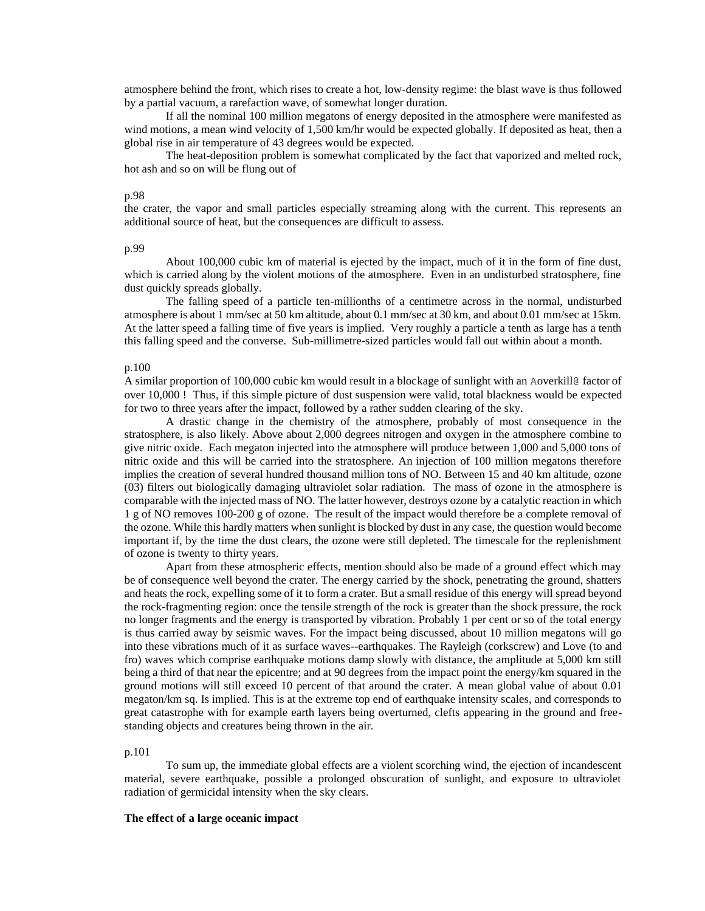atmosphere behind the front, which rises to create a hot, low-density regime: the blast wave is thus followed by a partial vacuum, a rarefaction wave, of somewhat longer duration.

If all the nominal 100 million megatons of energy deposited in the atmosphere were manifested as wind motions, a mean wind velocity of 1,500 km/hr would be expected globally. If deposited as heat, then a global rise in air temperature of 43 degrees would be expected.

The heat-deposition problem is somewhat complicated by the fact that vaporized and melted rock, hot ash and so on will be flung out of

p.98

the crater, the vapor and small particles especially streaming along with the current. This represents an additional source of heat, but the consequences are difficult to assess.

p.99

About 100,000 cubic km of material is ejected by the impact, much of it in the form of fine dust, which is carried along by the violent motions of the atmosphere. Even in an undisturbed stratosphere, fine dust quickly spreads globally.

The falling speed of a particle ten-millionths of a centimetre across in the normal, undisturbed atmosphere is about 1 mm/sec at 50 km altitude, about 0.1 mm/sec at 30 km, and about 0.01 mm/sec at 15km. At the latter speed a falling time of five years is implied. Very roughly a particle a tenth as large has a tenth this falling speed and the converse. Sub-millimetre-sized particles would fall out within about a month.

p.100

A similar proportion of 100,000 cubic km would result in a blockage of sunlight with an Aoverkill@ factor of over 10,000 ! Thus, if this simple picture of dust suspension were valid, total blackness would be expected for two to three years after the impact, followed by a rather sudden clearing of the sky.

A drastic change in the chemistry of the atmosphere, probably of most consequence in the stratosphere, is also likely. Above about 2,000 degrees nitrogen and oxygen in the atmosphere combine to give nitric oxide. Each megaton injected into the atmosphere will produce between 1,000 and 5,000 tons of nitric oxide and this will be carried into the stratosphere. An injection of 100 million megatons therefore implies the creation of several hundred thousand million tons of NO. Between 15 and 40 km altitude, ozone (03) filters out biologically damaging ultraviolet solar radiation. The mass of ozone in the atmosphere is comparable with the injected mass of NO. The latter however, destroys ozone by a catalytic reaction in which 1 g of NO removes 100-200 g of ozone. The result of the impact would therefore be a complete removal of the ozone. While this hardly matters when sunlight is blocked by dust in any case, the question would become important if, by the time the dust clears, the ozone were still depleted. The timescale for the replenishment of ozone is twenty to thirty years.

Apart from these atmospheric effects, mention should also be made of a ground effect which may be of consequence well beyond the crater. The energy carried by the shock, penetrating the ground, shatters and heats the rock, expelling some of it to form a crater. But a small residue of this energy will spread beyond the rock-fragmenting region: once the tensile strength of the rock is greater than the shock pressure, the rock no longer fragments and the energy is transported by vibration. Probably 1 per cent or so of the total energy is thus carried away by seismic waves. For the impact being discussed, about 10 million megatons will go into these vibrations much of it as surface waves--earthquakes. The Rayleigh (corkscrew) and Love (to and fro) waves which comprise earthquake motions damp slowly with distance, the amplitude at 5,000 km still being a third of that near the epicentre; and at 90 degrees from the impact point the energy/km squared in the ground motions will still exceed 10 percent of that around the crater. A mean global value of about 0.01 megaton/km sq. Is implied. This is at the extreme top end of earthquake intensity scales, and corresponds to great catastrophe with for example earth layers being overturned, clefts appearing in the ground and free-standing objects and creatures being thrown in the air.

p.101

To sum up, the immediate global effects are a violent scorching wind, the ejection of incandescent material, severe earthquake, possible a prolonged obscuration of sunlight, and exposure to ultraviolet radiation of germicidal intensity when the sky clears.

**The effect of a large oceanic impact**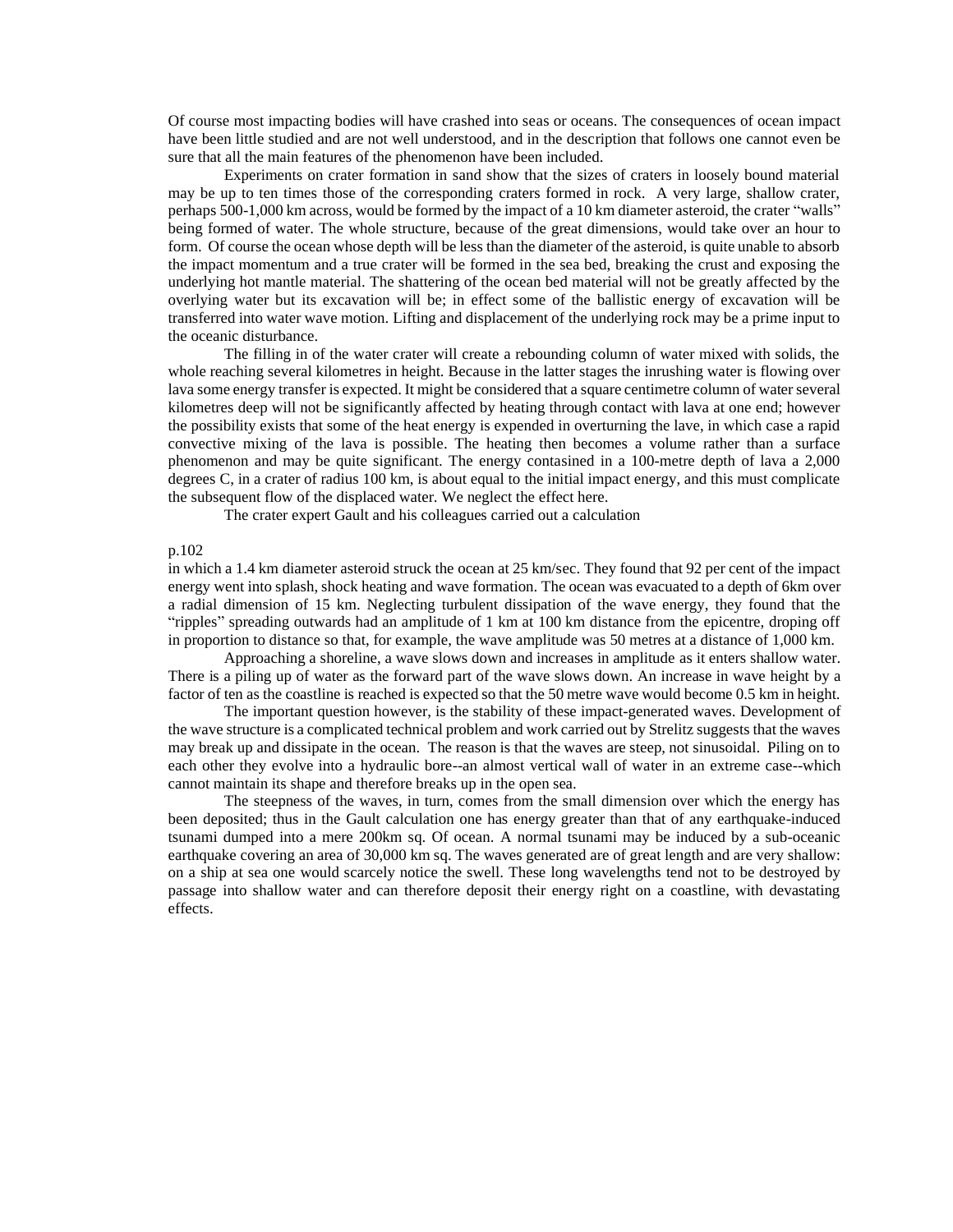Of course most impacting bodies will have crashed into seas or oceans. The consequences of ocean impact have been little studied and are not well understood, and in the description that follows one cannot even be sure that all the main features of the phenomenon have been included.

Experiments on crater formation in sand show that the sizes of craters in loosely bound material may be up to ten times those of the corresponding craters formed in rock. A very large, shallow crater, perhaps 500-1,000 km across, would be formed by the impact of a 10 km diameter asteroid, the crater "walls" being formed of water. The whole structure, because of the great dimensions, would take over an hour to form. Of course the ocean whose depth will be less than the diameter of the asteroid, is quite unable to absorb the impact momentum and a true crater will be formed in the sea bed, breaking the crust and exposing the underlying hot mantle material. The shattering of the ocean bed material will not be greatly affected by the overlying water but its excavation will be; in effect some of the ballistic energy of excavation will be transferred into water wave motion. Lifting and displacement of the underlying rock may be a prime input to the oceanic disturbance.

The filling in of the water crater will create a rebounding column of water mixed with solids, the whole reaching several kilometres in height. Because in the latter stages the inrushing water is flowing over lava some energy transfer is expected. It might be considered that a square centimetre column of water several kilometres deep will not be significantly affected by heating through contact with lava at one end; however the possibility exists that some of the heat energy is expended in overturning the lave, in which case a rapid convective mixing of the lava is possible. The heating then becomes a volume rather than a surface phenomenon and may be quite significant. The energy contasined in a 100-metre depth of lava a 2,000 degrees C, in a crater of radius 100 km, is about equal to the initial impact energy, and this must complicate the subsequent flow of the displaced water. We neglect the effect here.

The crater expert Gault and his colleagues carried out a calculation

p.102

in which a 1.4 km diameter asteroid struck the ocean at 25 km/sec. They found that 92 per cent of the impact energy went into splash, shock heating and wave formation. The ocean was evacuated to a depth of 6km over a radial dimension of 15 km. Neglecting turbulent dissipation of the wave energy, they found that the "ripples" spreading outwards had an amplitude of 1 km at 100 km distance from the epicentre, droping off in proportion to distance so that, for example, the wave amplitude was 50 metres at a distance of 1,000 km.

Approaching a shoreline, a wave slows down and increases in amplitude as it enters shallow water. There is a piling up of water as the forward part of the wave slows down. An increase in wave height by a factor of ten as the coastline is reached is expected so that the 50 metre wave would become 0.5 km in height.

The important question however, is the stability of these impact-generated waves. Development of the wave structure is a complicated technical problem and work carried out by Strelitz suggests that the waves may break up and dissipate in the ocean. The reason is that the waves are steep, not sinusoidal. Piling on to each other they evolve into a hydraulic bore--an almost vertical wall of water in an extreme case--which cannot maintain its shape and therefore breaks up in the open sea.

The steepness of the waves, in turn, comes from the small dimension over which the energy has been deposited; thus in the Gault calculation one has energy greater than that of any earthquake-induced tsunami dumped into a mere 200km sq. Of ocean. A normal tsunami may be induced by a sub-oceanic earthquake covering an area of 30,000 km sq. The waves generated are of great length and are very shallow: on a ship at sea one would scarcely notice the swell. These long wavelengths tend not to be destroyed by passage into shallow water and can therefore deposit their energy right on a coastline, with devastating effects.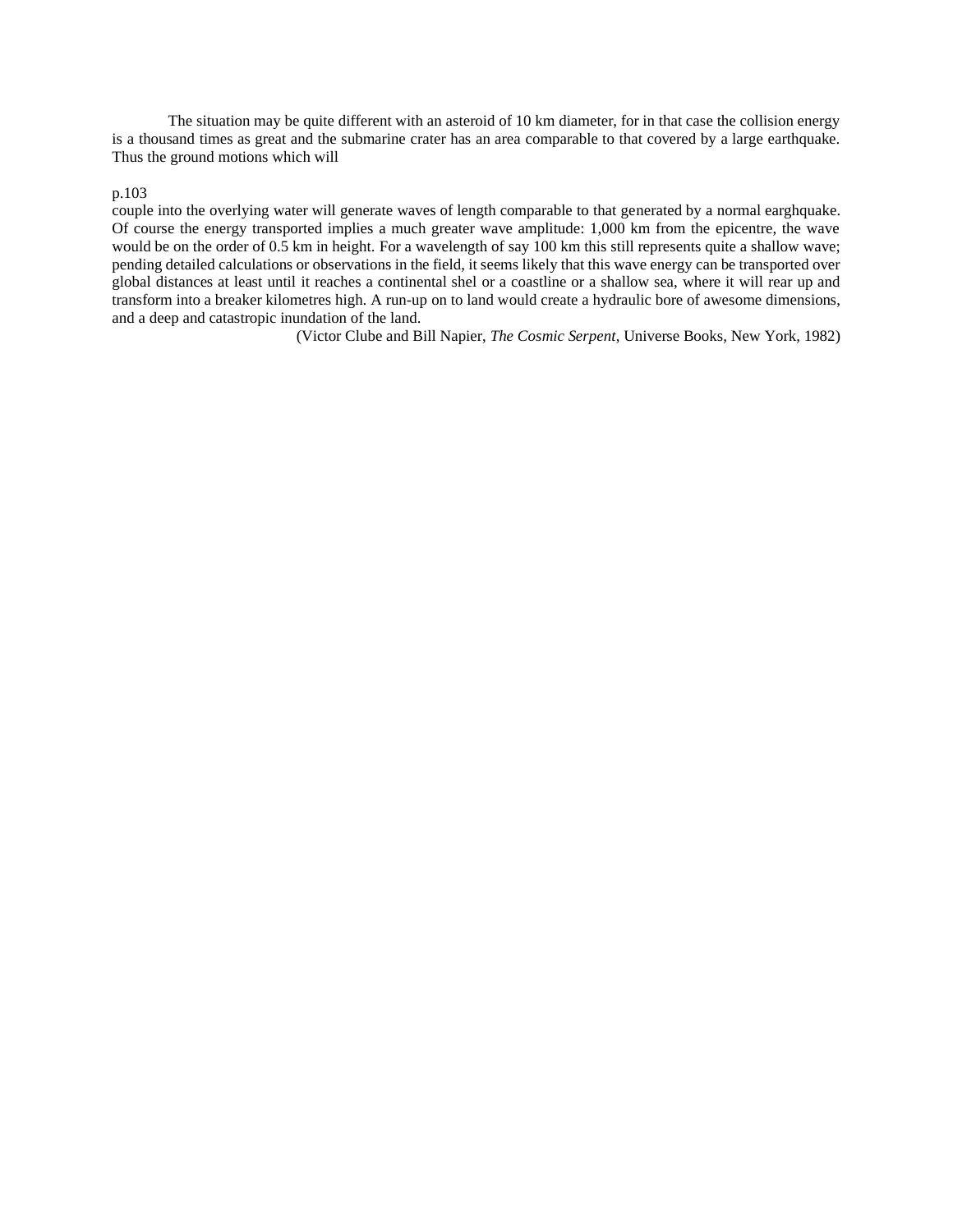The situation may be quite different with an asteroid of 10 km diameter, for in that case the collision energy is a thousand times as great and the submarine crater has an area comparable to that covered by a large earthquake. Thus the ground motions which will

p.103

couple into the overlying water will generate waves of length comparable to that generated by a normal earghquake. Of course the energy transported implies a much greater wave amplitude: 1,000 km from the epicentre, the wave would be on the order of 0.5 km in height. For a wavelength of say 100 km this still represents quite a shallow wave; pending detailed calculations or observations in the field, it seems likely that this wave energy can be transported over global distances at least until it reaches a continental shel or a coastline or a shallow sea, where it will rear up and transform into a breaker kilometres high. A run-up on to land would create a hydraulic bore of awesome dimensions, and a deep and catastropic inundation of the land.

(Victor Clube and Bill Napier, *The Cosmic Serpent*, Universe Books, New York, 1982)